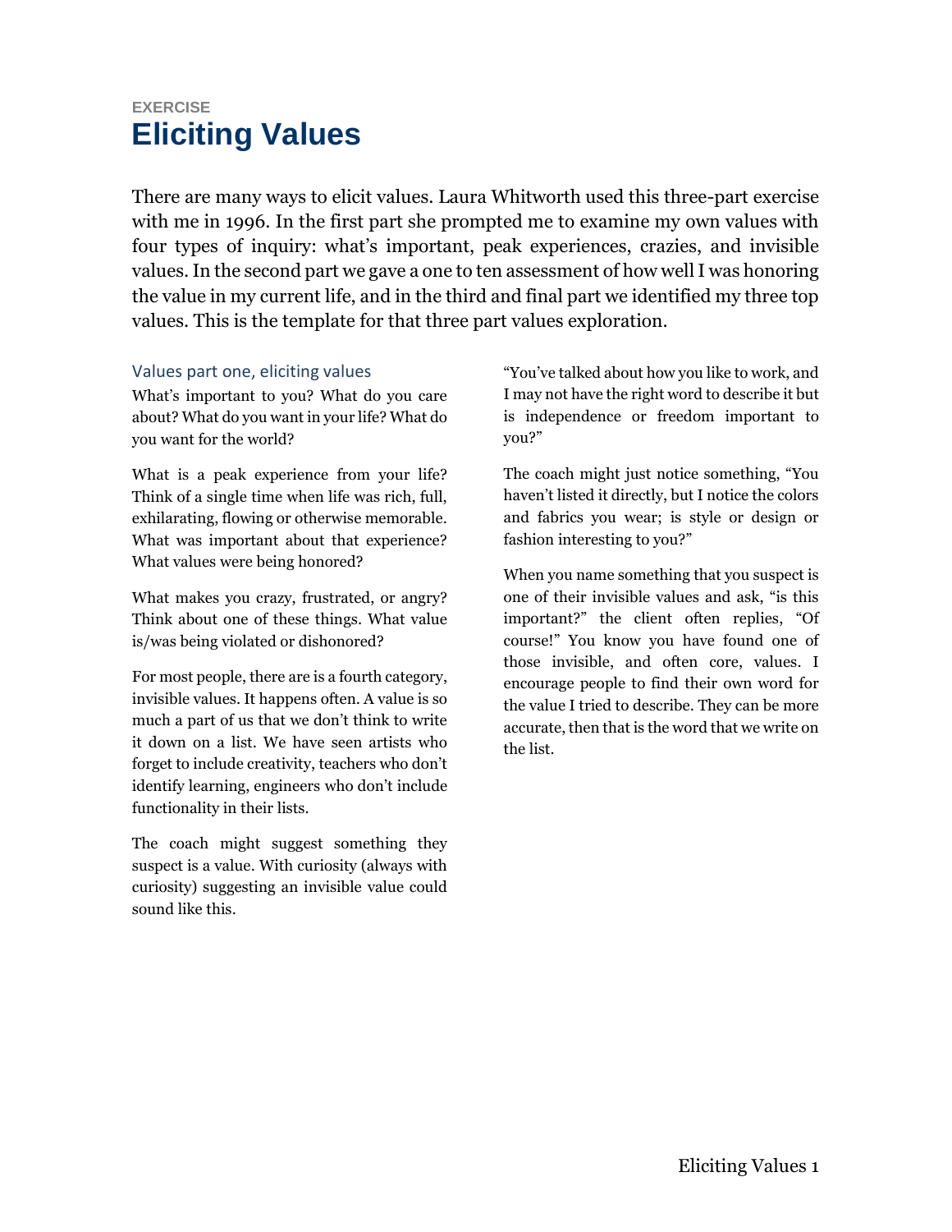EXERCISE

# Eliciting Values

There are many ways to elicit values. Laura Whitworth used this three-part exercise with me in 1996. In the first part she prompted me to examine my own values with four types of inquiry: what's important, peak experiences, crazies, and invisible values. In the second part we gave a one to ten assessment of how well I was honoring the value in my current life, and in the third and final part we identified my three top values. This is the template for that three part values exploration.

## Values part one, eliciting values

What's important to you? What do you care about? What do you want in your life? What do you want for the world?

What is a peak experience from your life? Think of a single time when life was rich, full, exhilarating, flowing or otherwise memorable. What was important about that experience? What values were being honored?

What makes you crazy, frustrated, or angry? Think about one of these things. What value is/was being violated or dishonored?

For most people, there are is a fourth category, invisible values. It happens often. A value is so much a part of us that we don't think to write it down on a list. We have seen artists who forget to include creativity, teachers who don't identify learning, engineers who don't include functionality in their lists.

The coach might suggest something they suspect is a value. With curiosity (always with curiosity) suggesting an invisible value could sound like this.

"You've talked about how you like to work, and I may not have the right word to describe it but is independence or freedom important to you?"

The coach might just notice something, "You haven't listed it directly, but I notice the colors and fabrics you wear; is style or design or fashion interesting to you?"

When you name something that you suspect is one of their invisible values and ask, "is this important?" the client often replies, "Of course!" You know you have found one of those invisible, and often core, values. I encourage people to find their own word for the value I tried to describe. They can be more accurate, then that is the word that we write on the list.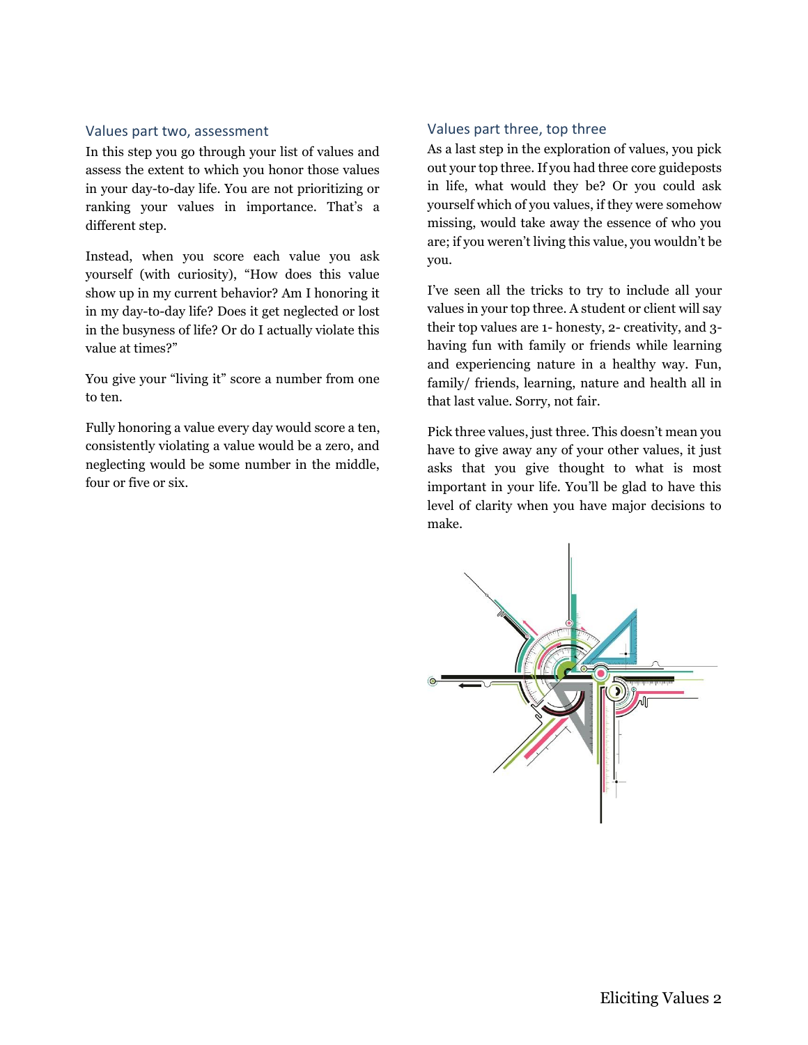### Values part two, assessment

In this step you go through your list of values and assess the extent to which you honor those values in your day-to-day life. You are not prioritizing or ranking your values in importance. That's a different step.

Instead, when you score each value you ask yourself (with curiosity), "How does this value show up in my current behavior? Am I honoring it in my day-to-day life? Does it get neglected or lost in the busyness of life? Or do I actually violate this value at times?"

You give your "living it" score a number from one to ten.

Fully honoring a value every day would score a ten, consistently violating a value would be a zero, and neglecting would be some number in the middle, four or five or six.

### Values part three, top three

As a last step in the exploration of values, you pick out your top three. If you had three core guideposts in life, what would they be? Or you could ask yourself which of you values, if they were somehow missing, would take away the essence of who you are; if you weren't living this value, you wouldn't be you.

I've seen all the tricks to try to include all your values in your top three. A student or client will say their top values are 1- honesty, 2- creativity, and 3- having fun with family or friends while learning and experiencing nature in a healthy way. Fun, family/ friends, learning, nature and health all in that last value. Sorry, not fair.

Pick three values, just three. This doesn't mean you have to give away any of your other values, it just asks that you give thought to what is most important in your life. You'll be glad to have this level of clarity when you have major decisions to make.